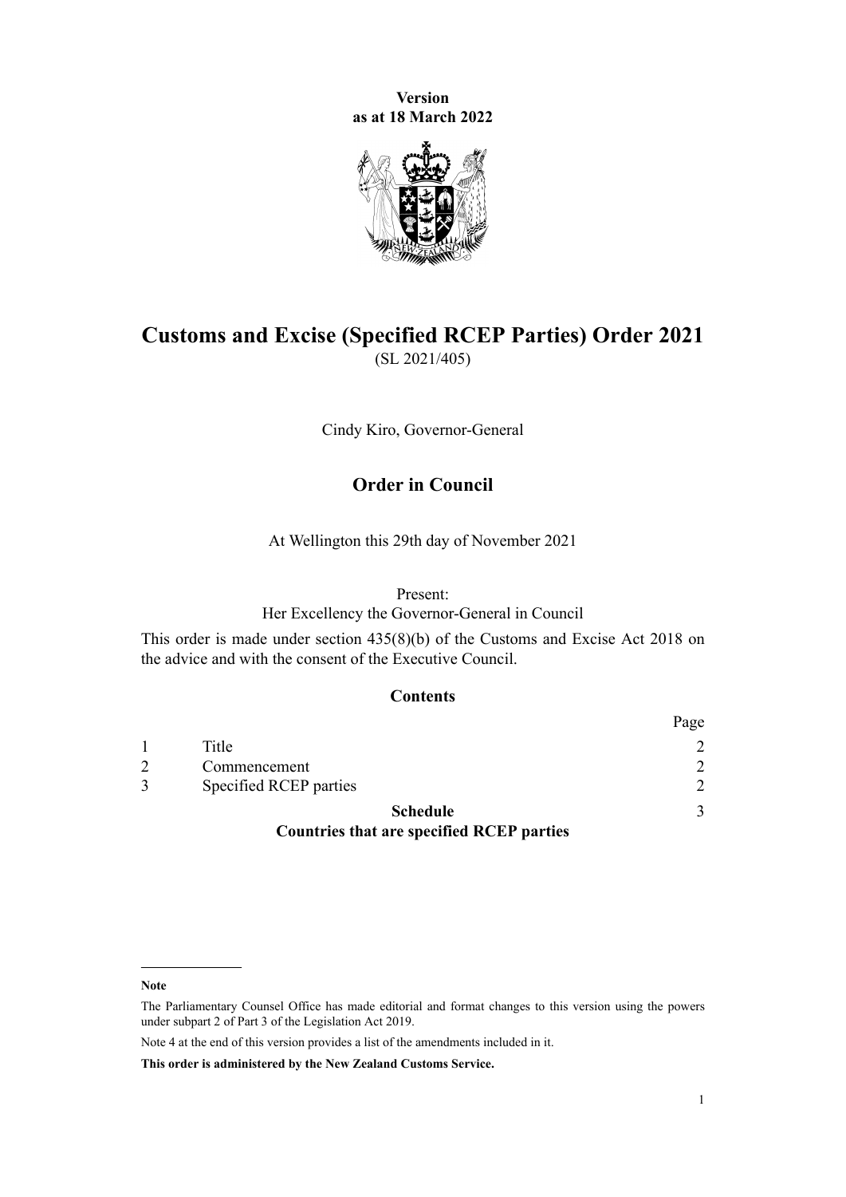**Version**
**as at 18 March 2022**

# Customs and Excise (Specified RCEP Parties) Order 2021

(SL 2021/405)

Cindy Kiro, Governor-General

## Order in Council

At Wellington this 29th day of November 2021

Present:
Her Excellency the Governor-General in Council

This order is made under section 435(8)(b) of the Customs and Excise Act 2018 on the advice and with the consent of the Executive Council.

### Contents

| | | Page |
|---|---|---|
| 1 | Title | 2 |
| 2 | Commencement | 2 |
| 3 | Specified RCEP parties | 2 |
| | **Schedule** **Countries that are specified RCEP parties** | 3 |

---

**Note**

The Parliamentary Counsel Office has made editorial and format changes to this version using the powers under subpart 2 of Part 3 of the Legislation Act 2019.

Note 4 at the end of this version provides a list of the amendments included in it.

**This order is administered by the New Zealand Customs Service.**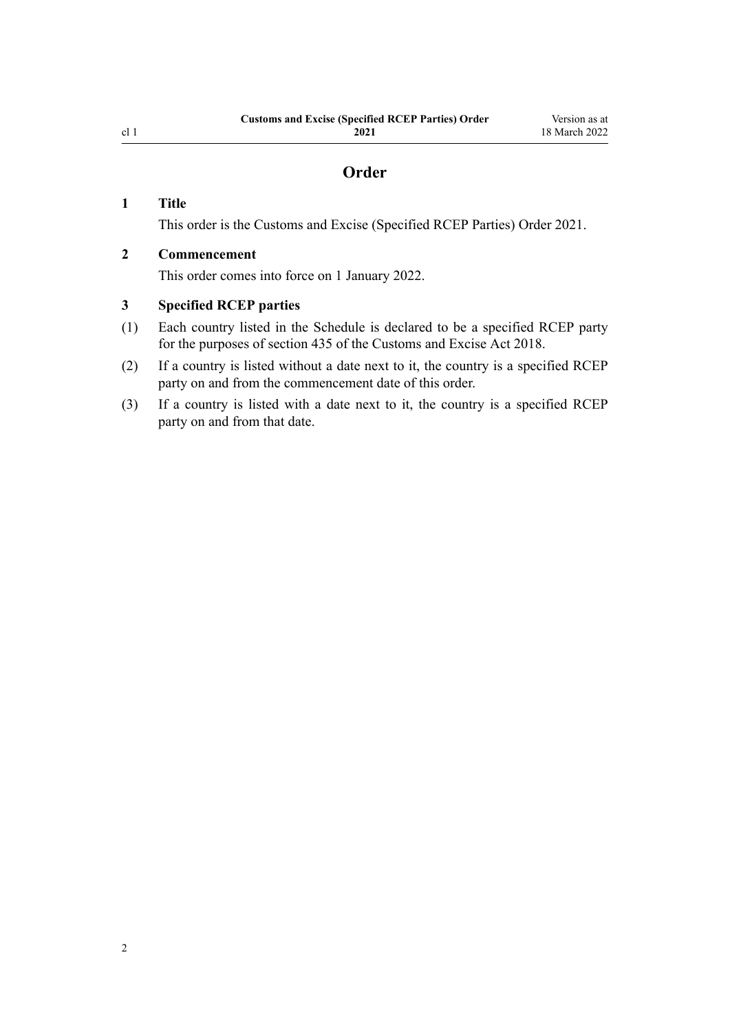# Order

## 1 Title

This order is the Customs and Excise (Specified RCEP Parties) Order 2021.

## 2 Commencement

This order comes into force on 1 January 2022.

## 3 Specified RCEP parties

(1) Each country listed in the Schedule is declared to be a specified RCEP party for the purposes of section 435 of the Customs and Excise Act 2018.

(2) If a country is listed without a date next to it, the country is a specified RCEP party on and from the commencement date of this order.

(3) If a country is listed with a date next to it, the country is a specified RCEP party on and from that date.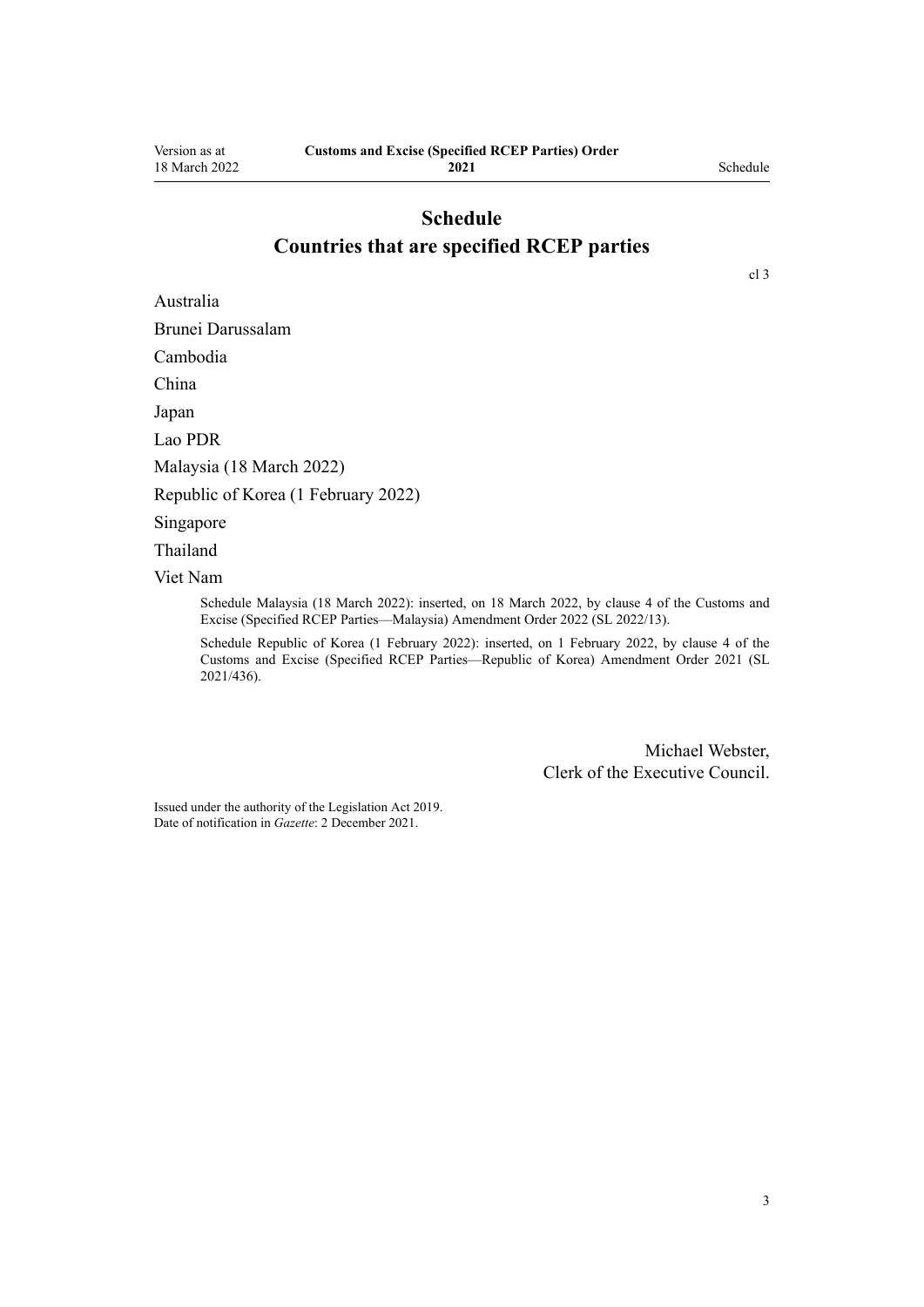# Schedule
## Countries that are specified RCEP parties

cl 3

Australia

Brunei Darussalam

Cambodia

China

Japan

Lao PDR

Malaysia (18 March 2022)

Republic of Korea (1 February 2022)

Singapore

Thailand

Viet Nam

Schedule Malaysia (18 March 2022): inserted, on 18 March 2022, by clause 4 of the Customs and Excise (Specified RCEP Parties—Malaysia) Amendment Order 2022 (SL 2022/13).

Schedule Republic of Korea (1 February 2022): inserted, on 1 February 2022, by clause 4 of the Customs and Excise (Specified RCEP Parties—Republic of Korea) Amendment Order 2021 (SL 2021/436).

Michael Webster,
Clerk of the Executive Council.

Issued under the authority of the Legislation Act 2019.
Date of notification in *Gazette*: 2 December 2021.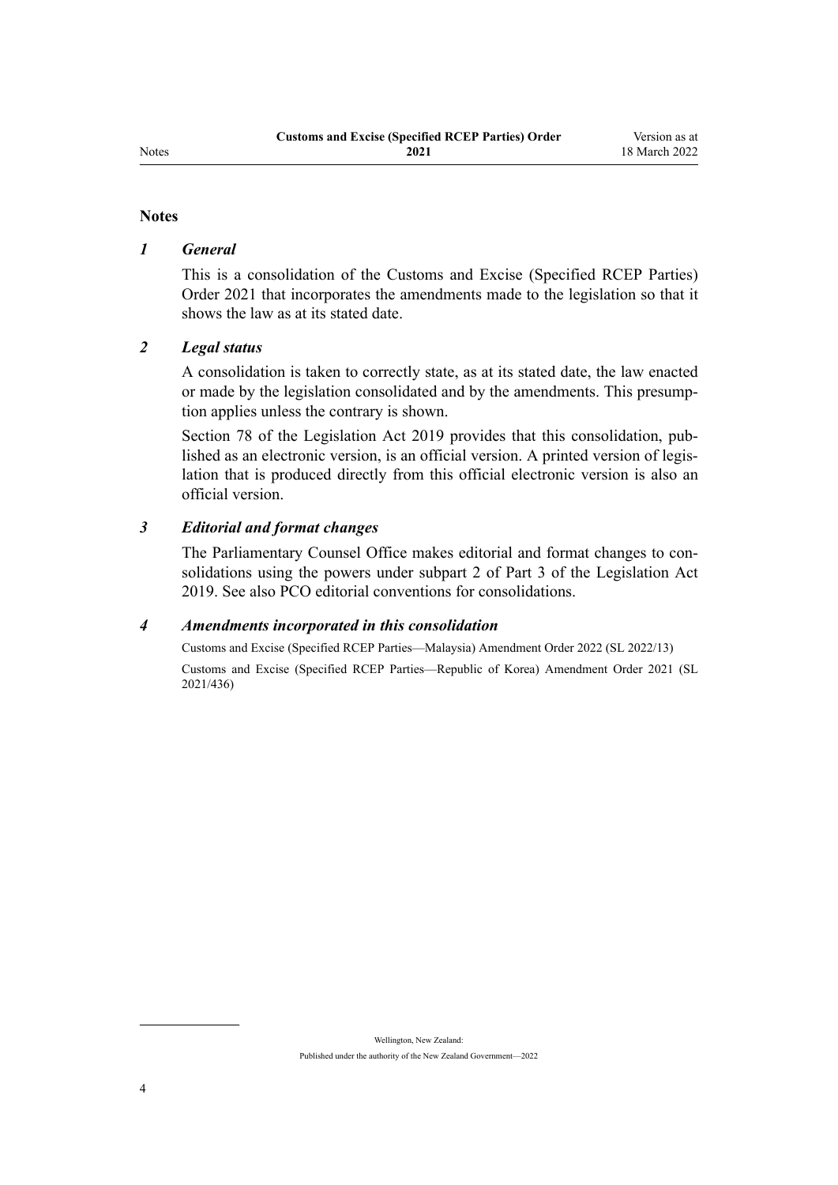## Notes

### *1 General*

This is a consolidation of the Customs and Excise (Specified RCEP Parties) Order 2021 that incorporates the amendments made to the legislation so that it shows the law as at its stated date.

### *2 Legal status*

A consolidation is taken to correctly state, as at its stated date, the law enacted or made by the legislation consolidated and by the amendments. This presumption applies unless the contrary is shown.

Section 78 of the Legislation Act 2019 provides that this consolidation, published as an electronic version, is an official version. A printed version of legislation that is produced directly from this official electronic version is also an official version.

### *3 Editorial and format changes*

The Parliamentary Counsel Office makes editorial and format changes to consolidations using the powers under subpart 2 of Part 3 of the Legislation Act 2019. See also PCO editorial conventions for consolidations.

### *4 Amendments incorporated in this consolidation*

Customs and Excise (Specified RCEP Parties—Malaysia) Amendment Order 2022 (SL 2022/13)

Customs and Excise (Specified RCEP Parties—Republic of Korea) Amendment Order 2021 (SL 2021/436)

Wellington, New Zealand:

Published under the authority of the New Zealand Government—2022